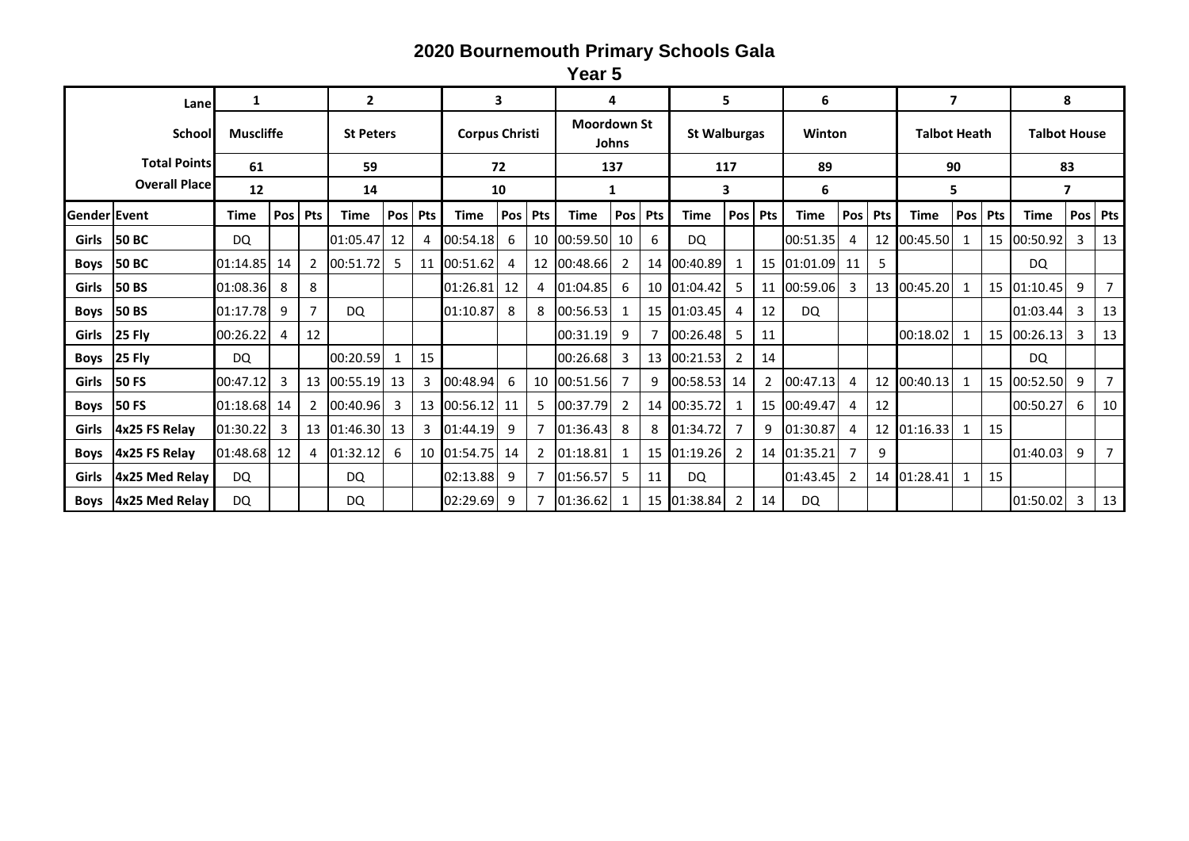# 2020 Bournemouth Primary Schools Gala

## Year 5

| | Lane | 1 | | | 2 | | | 3 | | | 4 | | | 5 | | | 6 | | | 7 | | | 8 | | |
|---|---|---|---|---|---|---|---|---|---|---|---|---|---|---|---|---|---|---|---|---|---|---|---|---|---|
| | School | Muscliffe | | | St Peters | | | Corpus Christi | | | Moordown St Johns | | | St Walburgas | | | Winton | | | Talbot Heath | | | Talbot House | | |
| | Total Points | 61 | | | 59 | | | 72 | | | 137 | | | 117 | | | 89 | | | 90 | | | 83 | | |
| | Overall Place | 12 | | | 14 | | | 10 | | | 1 | | | 3 | | | 6 | | | 5 | | | 7 | | |
| Gender | Event | Time | Pos | Pts | Time | Pos | Pts | Time | Pos | Pts | Time | Pos | Pts | Time | Pos | Pts | Time | Pos | Pts | Time | Pos | Pts | Time | Pos | Pts |
| Girls | 50 BC | DQ | | | 01:05.47 | 12 | 4 | 00:54.18 | 6 | 10 | 00:59.50 | 10 | 6 | DQ | | | 00:51.35 | 4 | 12 | 00:45.50 | 1 | 15 | 00:50.92 | 3 | 13 |
| Boys | 50 BC | 01:14.85 | 14 | 2 | 00:51.72 | 5 | 11 | 00:51.62 | 4 | 12 | 00:48.66 | 2 | 14 | 00:40.89 | 1 | 15 | 01:01.09 | 11 | 5 | | | | DQ | | |
| Girls | 50 BS | 01:08.36 | 8 | 8 | | | | 01:26.81 | 12 | 4 | 01:04.85 | 6 | 10 | 01:04.42 | 5 | 11 | 00:59.06 | 3 | 13 | 00:45.20 | 1 | 15 | 01:10.45 | 9 | 7 |
| Boys | 50 BS | 01:17.78 | 9 | 7 | DQ | | | 01:10.87 | 8 | 8 | 00:56.53 | 1 | 15 | 01:03.45 | 4 | 12 | DQ | | | | | | 01:03.44 | 3 | 13 |
| Girls | 25 Fly | 00:26.22 | 4 | 12 | | | | | | | 00:31.19 | 9 | 7 | 00:26.48 | 5 | 11 | | | | 00:18.02 | 1 | 15 | 00:26.13 | 3 | 13 |
| Boys | 25 Fly | DQ | | | 00:20.59 | 1 | 15 | | | | 00:26.68 | 3 | 13 | 00:21.53 | 2 | 14 | | | | | | | DQ | | |
| Girls | 50 FS | 00:47.12 | 3 | 13 | 00:55.19 | 13 | 3 | 00:48.94 | 6 | 10 | 00:51.56 | 7 | 9 | 00:58.53 | 14 | 2 | 00:47.13 | 4 | 12 | 00:40.13 | 1 | 15 | 00:52.50 | 9 | 7 |
| Boys | 50 FS | 01:18.68 | 14 | 2 | 00:40.96 | 3 | 13 | 00:56.12 | 11 | 5 | 00:37.79 | 2 | 14 | 00:35.72 | 1 | 15 | 00:49.47 | 4 | 12 | | | | 00:50.27 | 6 | 10 |
| Girls | 4x25 FS Relay | 01:30.22 | 3 | 13 | 01:46.30 | 13 | 3 | 01:44.19 | 9 | 7 | 01:36.43 | 8 | 8 | 01:34.72 | 7 | 9 | 01:30.87 | 4 | 12 | 01:16.33 | 1 | 15 | | | |
| Boys | 4x25 FS Relay | 01:48.68 | 12 | 4 | 01:32.12 | 6 | 10 | 01:54.75 | 14 | 2 | 01:18.81 | 1 | 15 | 01:19.26 | 2 | 14 | 01:35.21 | 7 | 9 | | | | 01:40.03 | 9 | 7 |
| Girls | 4x25 Med Relay | DQ | | | DQ | | | 02:13.88 | 9 | 7 | 01:56.57 | 5 | 11 | DQ | | | 01:43.45 | 2 | 14 | 01:28.41 | 1 | 15 | | | |
| Boys | 4x25 Med Relay | DQ | | | DQ | | | 02:29.69 | 9 | 7 | 01:36.62 | 1 | 15 | 01:38.84 | 2 | 14 | DQ | | | | | | 01:50.02 | 3 | 13 |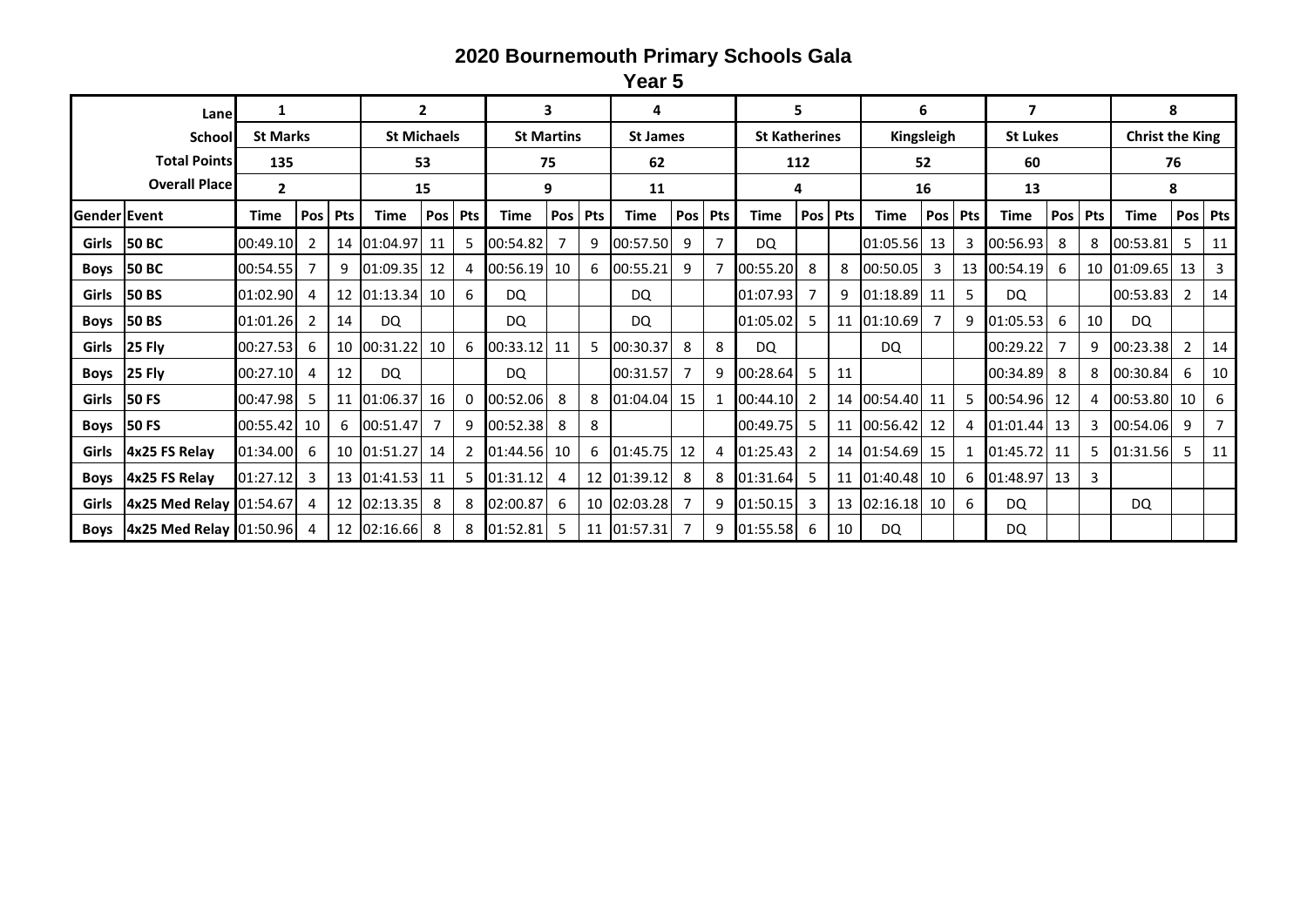# 2020 Bournemouth Primary Schools Gala

## Year 5

| | Lane | 1 | | | 2 | | | 3 | | | 4 | | | 5 | | | 6 | | | 7 | | | 8 | | |
|---|---|---|---|---|---|---|---|---|---|---|---|---|---|---|---|---|---|---|---|---|---|---|---|---|---|
| | School | St Marks | | | St Michaels | | | St Martins | | | St James | | | St Katherines | | | Kingsleigh | | | St Lukes | | | Christ the King | | |
| | Total Points | 135 | | | 53 | | | 75 | | | 62 | | | 112 | | | 52 | | | 60 | | | 76 | | |
| | Overall Place | 2 | | | 15 | | | 9 | | | 11 | | | 4 | | | 16 | | | 13 | | | 8 | | |
| Gender | Event | Time | Pos | Pts | Time | Pos | Pts | Time | Pos | Pts | Time | Pos | Pts | Time | Pos | Pts | Time | Pos | Pts | Time | Pos | Pts | Time | Pos | Pts |
| Girls | 50 BC | 00:49.10 | 2 | 14 | 01:04.97 | 11 | 5 | 00:54.82 | 7 | 9 | 00:57.50 | 9 | 7 | DQ | | | 01:05.56 | 13 | 3 | 00:56.93 | 8 | 8 | 00:53.81 | 5 | 11 |
| Boys | 50 BC | 00:54.55 | 7 | 9 | 01:09.35 | 12 | 4 | 00:56.19 | 10 | 6 | 00:55.21 | 9 | 7 | 00:55.20 | 8 | 8 | 00:50.05 | 3 | 13 | 00:54.19 | 6 | 10 | 01:09.65 | 13 | 3 |
| Girls | 50 BS | 01:02.90 | 4 | 12 | 01:13.34 | 10 | 6 | DQ | | | DQ | | | 01:07.93 | 7 | 9 | 01:18.89 | 11 | 5 | DQ | | | 00:53.83 | 2 | 14 |
| Boys | 50 BS | 01:01.26 | 2 | 14 | DQ | | | DQ | | | DQ | | | 01:05.02 | 5 | 11 | 01:10.69 | 7 | 9 | 01:05.53 | 6 | 10 | DQ | | |
| Girls | 25 Fly | 00:27.53 | 6 | 10 | 00:31.22 | 10 | 6 | 00:33.12 | 11 | 5 | 00:30.37 | 8 | 8 | DQ | | | DQ | | | 00:29.22 | 7 | 9 | 00:23.38 | 2 | 14 |
| Boys | 25 Fly | 00:27.10 | 4 | 12 | DQ | | | DQ | | | 00:31.57 | 7 | 9 | 00:28.64 | 5 | 11 | | | | 00:34.89 | 8 | 8 | 00:30.84 | 6 | 10 |
| Girls | 50 FS | 00:47.98 | 5 | 11 | 01:06.37 | 16 | 0 | 00:52.06 | 8 | 8 | 01:04.04 | 15 | 1 | 00:44.10 | 2 | 14 | 00:54.40 | 11 | 5 | 00:54.96 | 12 | 4 | 00:53.80 | 10 | 6 |
| Boys | 50 FS | 00:55.42 | 10 | 6 | 00:51.47 | 7 | 9 | 00:52.38 | 8 | 8 | | | | 00:49.75 | 5 | 11 | 00:56.42 | 12 | 4 | 01:01.44 | 13 | 3 | 00:54.06 | 9 | 7 |
| Girls | 4x25 FS Relay | 01:34.00 | 6 | 10 | 01:51.27 | 14 | 2 | 01:44.56 | 10 | 6 | 01:45.75 | 12 | 4 | 01:25.43 | 2 | 14 | 01:54.69 | 15 | 1 | 01:45.72 | 11 | 5 | 01:31.56 | 5 | 11 |
| Boys | 4x25 FS Relay | 01:27.12 | 3 | 13 | 01:41.53 | 11 | 5 | 01:31.12 | 4 | 12 | 01:39.12 | 8 | 8 | 01:31.64 | 5 | 11 | 01:40.48 | 10 | 6 | 01:48.97 | 13 | 3 | | | |
| Girls | 4x25 Med Relay | 01:54.67 | 4 | 12 | 02:13.35 | 8 | 8 | 02:00.87 | 6 | 10 | 02:03.28 | 7 | 9 | 01:50.15 | 3 | 13 | 02:16.18 | 10 | 6 | DQ | | | DQ | | |
| Boys | 4x25 Med Relay | 01:50.96 | 4 | 12 | 02:16.66 | 8 | 8 | 01:52.81 | 5 | 11 | 01:57.31 | 7 | 9 | 01:55.58 | 6 | 10 | DQ | | | DQ | | | | | |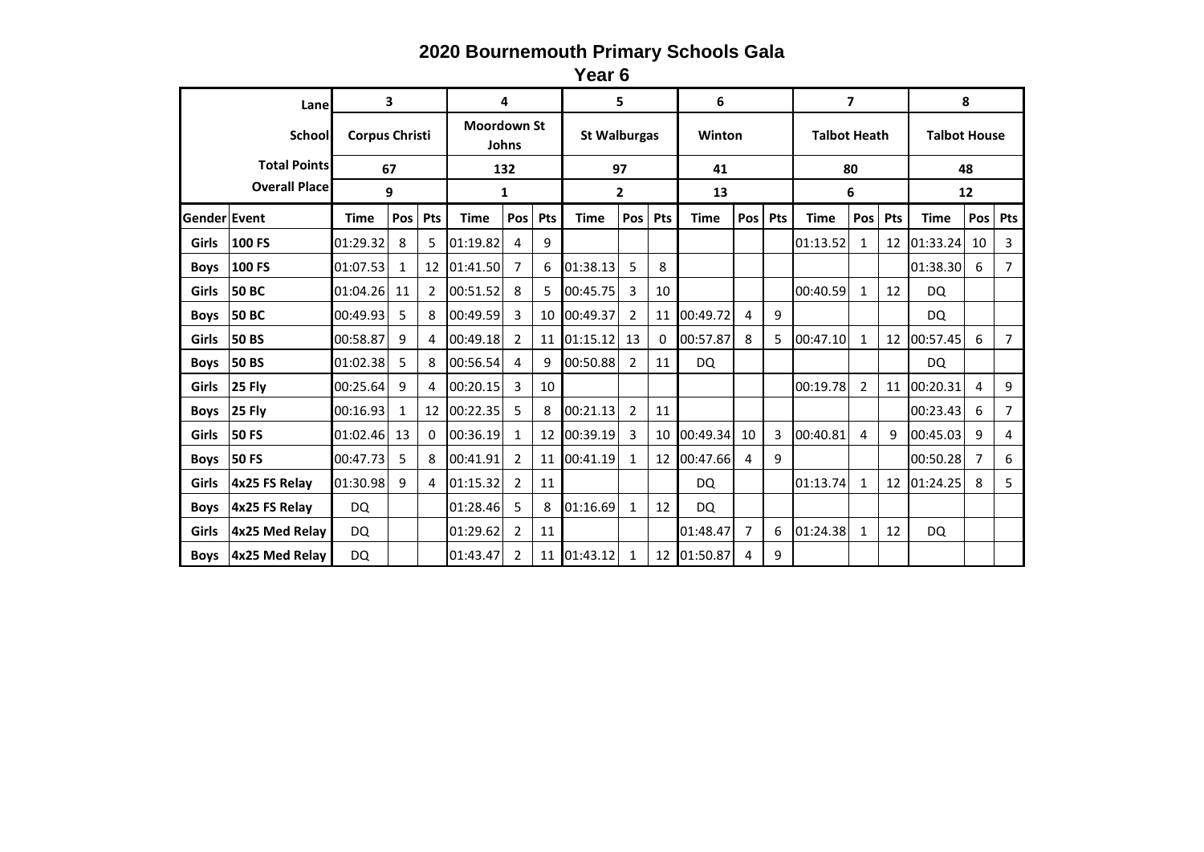# 2020 Bournemouth Primary Schools Gala

## Year 6

| | Lane | 3 | | | 4 | | | 5 | | | 6 | | | 7 | | | 8 | | |
|---|---|---|---|---|---|---|---|---|---|---|---|---|---|---|---|---|---|---|---|
| | School | Corpus Christi | | | Moordown St Johns | | | St Walburgas | | | Winton | | | Talbot Heath | | | Talbot House | | |
| | Total Points | 67 | | | 132 | | | 97 | | | 41 | | | 80 | | | 48 | | |
| | Overall Place | 9 | | | 1 | | | 2 | | | 13 | | | 6 | | | 12 | | |
| Gender | Event | Time | Pos | Pts | Time | Pos | Pts | Time | Pos | Pts | Time | Pos | Pts | Time | Pos | Pts | Time | Pos | Pts |
| Girls | 100 FS | 01:29.32 | 8 | 5 | 01:19.82 | 4 | 9 | | | | | | | 01:13.52 | 1 | 12 | 01:33.24 | 10 | 3 |
| Boys | 100 FS | 01:07.53 | 1 | 12 | 01:41.50 | 7 | 6 | 01:38.13 | 5 | 8 | | | | | | | 01:38.30 | 6 | 7 |
| Girls | 50 BC | 01:04.26 | 11 | 2 | 00:51.52 | 8 | 5 | 00:45.75 | 3 | 10 | | | | 00:40.59 | 1 | 12 | DQ | | |
| Boys | 50 BC | 00:49.93 | 5 | 8 | 00:49.59 | 3 | 10 | 00:49.37 | 2 | 11 | 00:49.72 | 4 | 9 | | | | DQ | | |
| Girls | 50 BS | 00:58.87 | 9 | 4 | 00:49.18 | 2 | 11 | 01:15.12 | 13 | 0 | 00:57.87 | 8 | 5 | 00:47.10 | 1 | 12 | 00:57.45 | 6 | 7 |
| Boys | 50 BS | 01:02.38 | 5 | 8 | 00:56.54 | 4 | 9 | 00:50.88 | 2 | 11 | DQ | | | | | | DQ | | |
| Girls | 25 Fly | 00:25.64 | 9 | 4 | 00:20.15 | 3 | 10 | | | | | | | 00:19.78 | 2 | 11 | 00:20.31 | 4 | 9 |
| Boys | 25 Fly | 00:16.93 | 1 | 12 | 00:22.35 | 5 | 8 | 00:21.13 | 2 | 11 | | | | | | | 00:23.43 | 6 | 7 |
| Girls | 50 FS | 01:02.46 | 13 | 0 | 00:36.19 | 1 | 12 | 00:39.19 | 3 | 10 | 00:49.34 | 10 | 3 | 00:40.81 | 4 | 9 | 00:45.03 | 9 | 4 |
| Boys | 50 FS | 00:47.73 | 5 | 8 | 00:41.91 | 2 | 11 | 00:41.19 | 1 | 12 | 00:47.66 | 4 | 9 | | | | 00:50.28 | 7 | 6 |
| Girls | 4x25 FS Relay | 01:30.98 | 9 | 4 | 01:15.32 | 2 | 11 | | | | DQ | | | 01:13.74 | 1 | 12 | 01:24.25 | 8 | 5 |
| Boys | 4x25 FS Relay | DQ | | | 01:28.46 | 5 | 8 | 01:16.69 | 1 | 12 | DQ | | | | | | | | |
| Girls | 4x25 Med Relay | DQ | | | 01:29.62 | 2 | 11 | | | | 01:48.47 | 7 | 6 | 01:24.38 | 1 | 12 | DQ | | |
| Boys | 4x25 Med Relay | DQ | | | 01:43.47 | 2 | 11 | 01:43.12 | 1 | 12 | 01:50.87 | 4 | 9 | | | | | | |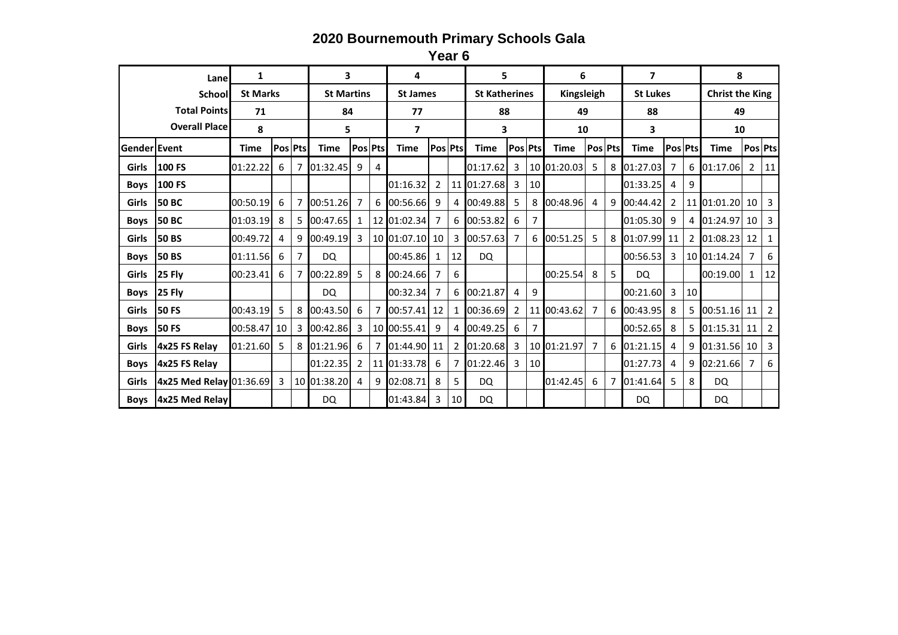# 2020 Bournemouth Primary Schools Gala

## Year 6

| | Lane | 1 | | | 3 | | | 4 | | | 5 | | | 6 | | | 7 | | | 8 | | |
|---|---|---|---|---|---|---|---|---|---|---|---|---|---|---|---|---|---|---|---|---|---|---|
| | School | St Marks | | | St Martins | | | St James | | | St Katherines | | | Kingsleigh | | | St Lukes | | | Christ the King | | |
| | Total Points | 71 | | | 84 | | | 77 | | | 88 | | | 49 | | | 88 | | | 49 | | |
| | Overall Place | 8 | | | 5 | | | 7 | | | 3 | | | 10 | | | 3 | | | 10 | | |
| Gender | Event | Time | Pos | Pts | Time | Pos | Pts | Time | Pos | Pts | Time | Pos | Pts | Time | Pos | Pts | Time | Pos | Pts | Time | Pos | Pts |
| Girls | 100 FS | 01:22.22 | 6 | 7 | 01:32.45 | 9 | 4 | | | | 01:17.62 | 3 | 10 | 01:20.03 | 5 | 8 | 01:27.03 | 7 | 6 | 01:17.06 | 2 | 11 |
| Boys | 100 FS | | | | | | | 01:16.32 | 2 | 11 | 01:27.68 | 3 | 10 | | | | 01:33.25 | 4 | 9 | | | |
| Girls | 50 BC | 00:50.19 | 6 | 7 | 00:51.26 | 7 | 6 | 00:56.66 | 9 | 4 | 00:49.88 | 5 | 8 | 00:48.96 | 4 | 9 | 00:44.42 | 2 | 11 | 01:01.20 | 10 | 3 |
| Boys | 50 BC | 01:03.19 | 8 | 5 | 00:47.65 | 1 | 12 | 01:02.34 | 7 | 6 | 00:53.82 | 6 | 7 | | | | 01:05.30 | 9 | 4 | 01:24.97 | 10 | 3 |
| Girls | 50 BS | 00:49.72 | 4 | 9 | 00:49.19 | 3 | 10 | 01:07.10 | 10 | 3 | 00:57.63 | 7 | 6 | 00:51.25 | 5 | 8 | 01:07.99 | 11 | 2 | 01:08.23 | 12 | 1 |
| Boys | 50 BS | 01:11.56 | 6 | 7 | DQ | | | 00:45.86 | 1 | 12 | DQ | | | | | | 00:56.53 | 3 | 10 | 01:14.24 | 7 | 6 |
| Girls | 25 Fly | 00:23.41 | 6 | 7 | 00:22.89 | 5 | 8 | 00:24.66 | 7 | 6 | | | | 00:25.54 | 8 | 5 | DQ | | | 00:19.00 | 1 | 12 |
| Boys | 25 Fly | | | | DQ | | | 00:32.34 | 7 | 6 | 00:21.87 | 4 | 9 | | | | 00:21.60 | 3 | 10 | | | |
| Girls | 50 FS | 00:43.19 | 5 | 8 | 00:43.50 | 6 | 7 | 00:57.41 | 12 | 1 | 00:36.69 | 2 | 11 | 00:43.62 | 7 | 6 | 00:43.95 | 8 | 5 | 00:51.16 | 11 | 2 |
| Boys | 50 FS | 00:58.47 | 10 | 3 | 00:42.86 | 3 | 10 | 00:55.41 | 9 | 4 | 00:49.25 | 6 | 7 | | | | 00:52.65 | 8 | 5 | 01:15.31 | 11 | 2 |
| Girls | 4x25 FS Relay | 01:21.60 | 5 | 8 | 01:21.96 | 6 | 7 | 01:44.90 | 11 | 2 | 01:20.68 | 3 | 10 | 01:21.97 | 7 | 6 | 01:21.15 | 4 | 9 | 01:31.56 | 10 | 3 |
| Boys | 4x25 FS Relay | | | | 01:22.35 | 2 | 11 | 01:33.78 | 6 | 7 | 01:22.46 | 3 | 10 | | | | 01:27.73 | 4 | 9 | 02:21.66 | 7 | 6 |
| Girls | 4x25 Med Relay | 01:36.69 | 3 | 10 | 01:38.20 | 4 | 9 | 02:08.71 | 8 | 5 | DQ | | | 01:42.45 | 6 | 7 | 01:41.64 | 5 | 8 | DQ | | |
| Boys | 4x25 Med Relay | | | | DQ | | | 01:43.84 | 3 | 10 | DQ | | | | | | DQ | | | DQ | | |